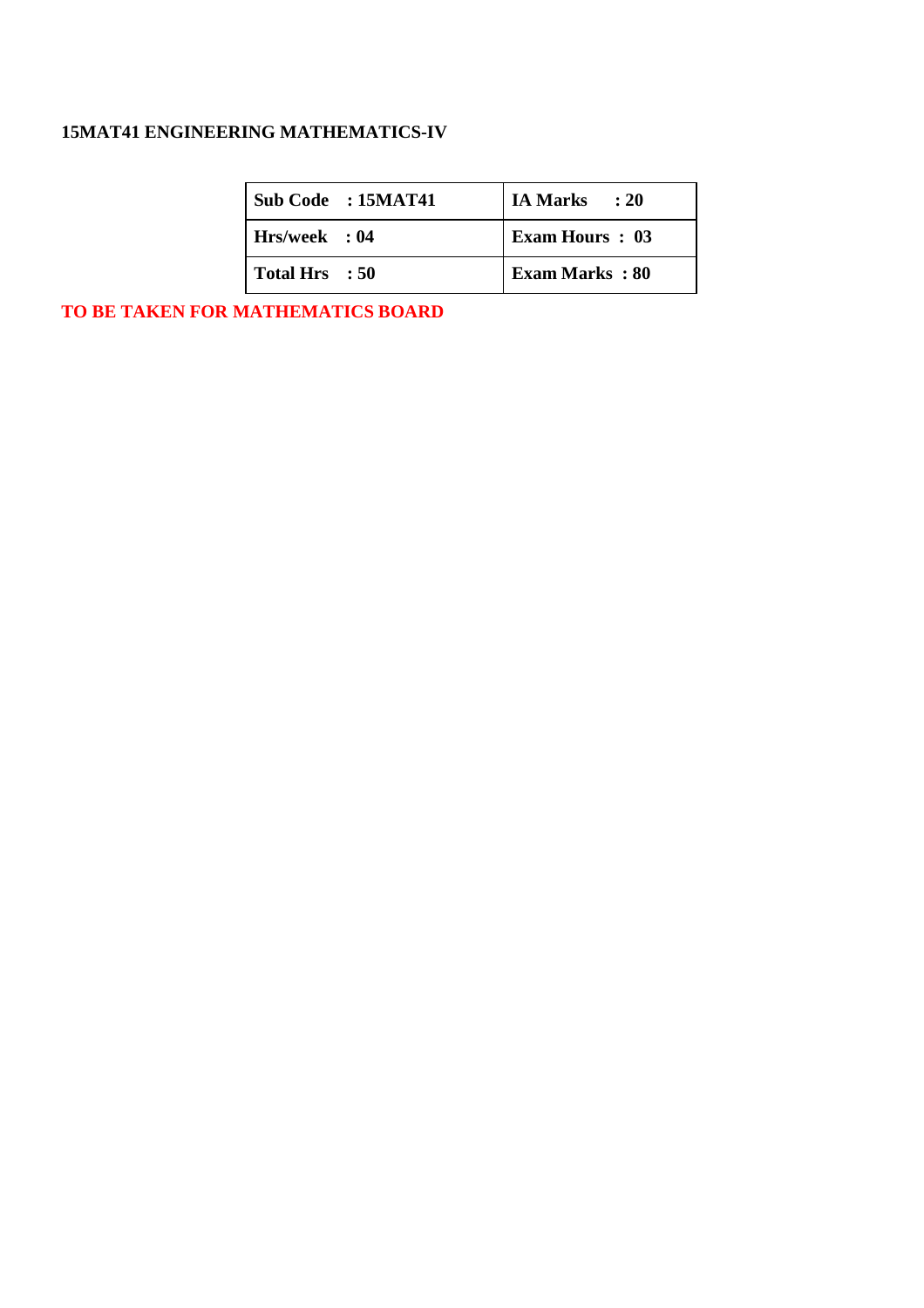**15MAT41 ENGINEERING MATHEMATICS-IV**

| Sub Code : 15MAT41 | IA Marks : 20 |
|---|---|
| Hrs/week : 04 | Exam Hours : 03 |
| Total Hrs : 50 | Exam Marks : 80 |

**TO BE TAKEN FOR MATHEMATICS BOARD**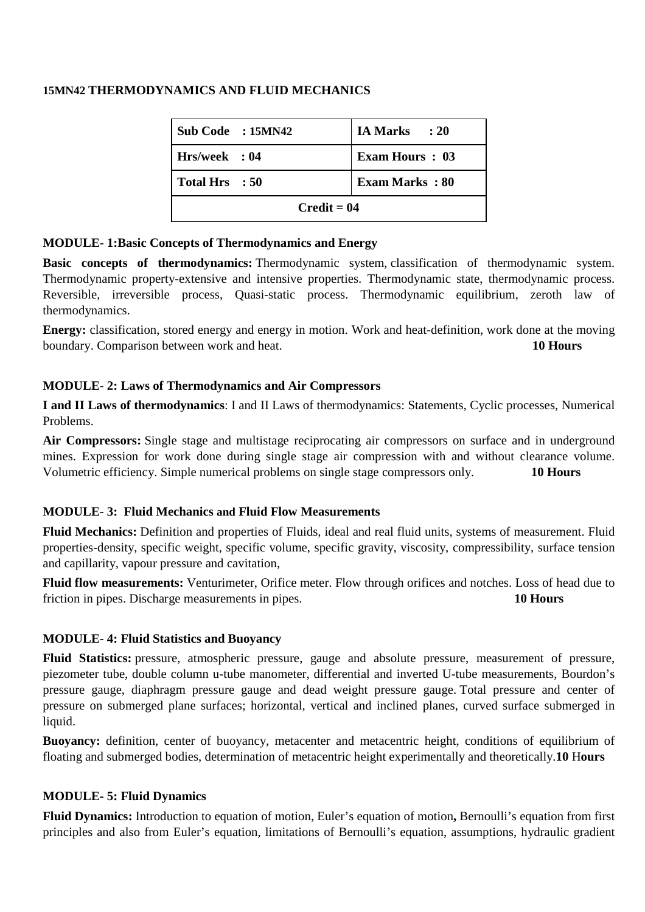**15MN42 THERMODYNAMICS AND FLUID MECHANICS**

| Sub Code : 15MN42 | IA Marks : 20 |
|---|---|
| Hrs/week : 04 | Exam Hours : 03 |
| Total Hrs : 50 | Exam Marks : 80 |
| Credit = 04 | |

**MODULE- 1:Basic Concepts of Thermodynamics and Energy**

**Basic concepts of thermodynamics:** Thermodynamic system, classification of thermodynamic system. Thermodynamic property-extensive and intensive properties. Thermodynamic state, thermodynamic process. Reversible, irreversible process, Quasi-static process. Thermodynamic equilibrium, zeroth law of thermodynamics.

**Energy:** classification, stored energy and energy in motion. Work and heat-definition, work done at the moving boundary. Comparison between work and heat. **10 Hours**

**MODULE- 2: Laws of Thermodynamics and Air Compressors**

**I and II Laws of thermodynamics**: I and II Laws of thermodynamics: Statements, Cyclic processes, Numerical Problems.

**Air Compressors:** Single stage and multistage reciprocating air compressors on surface and in underground mines. Expression for work done during single stage air compression with and without clearance volume. Volumetric efficiency. Simple numerical problems on single stage compressors only. **10 Hours**

**MODULE- 3: Fluid Mechanics and Fluid Flow Measurements**

**Fluid Mechanics:** Definition and properties of Fluids, ideal and real fluid units, systems of measurement. Fluid properties-density, specific weight, specific volume, specific gravity, viscosity, compressibility, surface tension and capillarity, vapour pressure and cavitation,

**Fluid flow measurements:** Venturimeter, Orifice meter. Flow through orifices and notches. Loss of head due to friction in pipes. Discharge measurements in pipes. **10 Hours**

**MODULE- 4: Fluid Statistics and Buoyancy**

**Fluid Statistics:** pressure, atmospheric pressure, gauge and absolute pressure, measurement of pressure, piezometer tube, double column u-tube manometer, differential and inverted U-tube measurements, Bourdon's pressure gauge, diaphragm pressure gauge and dead weight pressure gauge. Total pressure and center of pressure on submerged plane surfaces; horizontal, vertical and inclined planes, curved surface submerged in liquid.

**Buoyancy:** definition, center of buoyancy, metacenter and metacentric height, conditions of equilibrium of floating and submerged bodies, determination of metacentric height experimentally and theoretically.**10 Hours**

**MODULE- 5: Fluid Dynamics**

**Fluid Dynamics:** Introduction to equation of motion, Euler's equation of motion**,** Bernoulli's equation from first principles and also from Euler's equation, limitations of Bernoulli's equation, assumptions, hydraulic gradient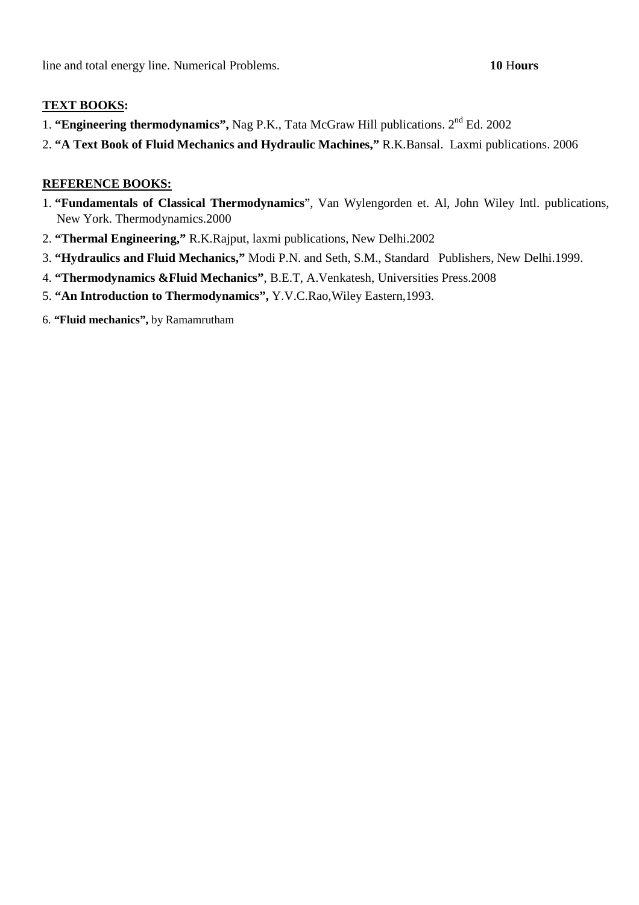line and total energy line. Numerical Problems. **10** H**ours**

**TEXT BOOKS:**

1. **"Engineering thermodynamics",** Nag P.K., Tata McGraw Hill publications. 2nd Ed. 2002
2. **"A Text Book of Fluid Mechanics and Hydraulic Machines,"** R.K.Bansal. Laxmi publications. 2006

**REFERENCE BOOKS:**

1. **"Fundamentals of Classical Thermodynamics**", Van Wylengorden et. Al, John Wiley Intl. publications, New York. Thermodynamics.2000
2. **"Thermal Engineering,"** R.K.Rajput, laxmi publications, New Delhi.2002
3. **"Hydraulics and Fluid Mechanics,"** Modi P.N. and Seth, S.M., Standard Publishers, New Delhi.1999.
4. **"Thermodynamics &Fluid Mechanics"**, B.E.T, A.Venkatesh, Universities Press.2008
5. **"An Introduction to Thermodynamics",** Y.V.C.Rao,Wiley Eastern,1993.
6. **"Fluid mechanics",** by Ramamrutham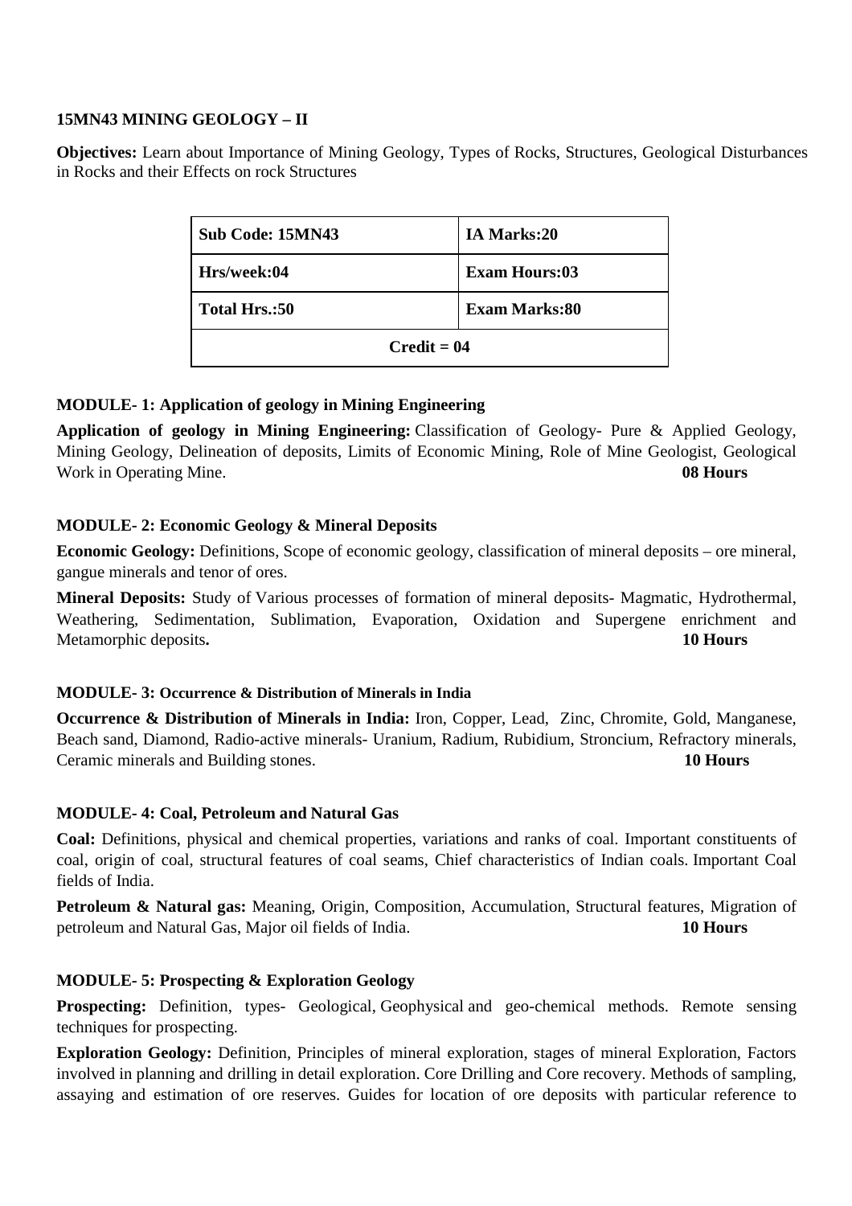**15MN43 MINING GEOLOGY – II**

**Objectives:** Learn about Importance of Mining Geology, Types of Rocks, Structures, Geological Disturbances in Rocks and their Effects on rock Structures

| Sub Code: 15MN43 | IA Marks:20 |
|---|---|
| Hrs/week:04 | Exam Hours:03 |
| Total Hrs.:50 | Exam Marks:80 |
| Credit = 04 | |

**MODULE- 1: Application of geology in Mining Engineering**

**Application of geology in Mining Engineering:** Classification of Geology- Pure & Applied Geology, Mining Geology, Delineation of deposits, Limits of Economic Mining, Role of Mine Geologist, Geological Work in Operating Mine. **08 Hours**

**MODULE- 2: Economic Geology & Mineral Deposits**

**Economic Geology:** Definitions, Scope of economic geology, classification of mineral deposits – ore mineral, gangue minerals and tenor of ores.

**Mineral Deposits:** Study of Various processes of formation of mineral deposits- Magmatic, Hydrothermal, Weathering, Sedimentation, Sublimation, Evaporation, Oxidation and Supergene enrichment and Metamorphic deposits**.** **10 Hours**

**MODULE- 3: Occurrence & Distribution of Minerals in India**

**Occurrence & Distribution of Minerals in India:** Iron, Copper, Lead, Zinc, Chromite, Gold, Manganese, Beach sand, Diamond, Radio-active minerals- Uranium, Radium, Rubidium, Stroncium, Refractory minerals, Ceramic minerals and Building stones. **10 Hours**

**MODULE- 4: Coal, Petroleum and Natural Gas**

**Coal:** Definitions, physical and chemical properties, variations and ranks of coal. Important constituents of coal, origin of coal, structural features of coal seams, Chief characteristics of Indian coals. Important Coal fields of India.

**Petroleum & Natural gas:** Meaning, Origin, Composition, Accumulation, Structural features, Migration of petroleum and Natural Gas, Major oil fields of India. **10 Hours**

**MODULE- 5: Prospecting & Exploration Geology**

**Prospecting:** Definition, types- Geological, Geophysical and geo-chemical methods. Remote sensing techniques for prospecting.

**Exploration Geology:** Definition, Principles of mineral exploration, stages of mineral Exploration, Factors involved in planning and drilling in detail exploration. Core Drilling and Core recovery. Methods of sampling, assaying and estimation of ore reserves. Guides for location of ore deposits with particular reference to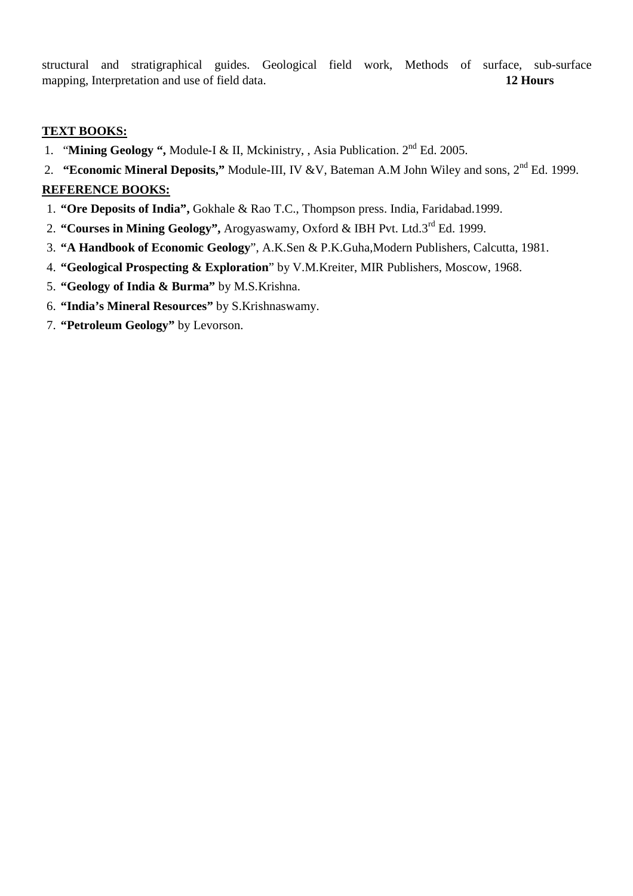structural and stratigraphical guides. Geological field work, Methods of surface, sub-surface mapping, Interpretation and use of field data. **12 Hours**

**TEXT BOOKS:**

1. "**Mining Geology ",** Module-I & II, Mckinistry, , Asia Publication. 2nd Ed. 2005.
2. **"Economic Mineral Deposits,"** Module-III, IV &V, Bateman A.M John Wiley and sons, 2nd Ed. 1999.

**REFERENCE BOOKS:**

1. **"Ore Deposits of India",** Gokhale & Rao T.C., Thompson press. India, Faridabad.1999.
2. **"Courses in Mining Geology",** Arogyaswamy, Oxford & IBH Pvt. Ltd.3rd Ed. 1999.
3. **"A Handbook of Economic Geology**", A.K.Sen & P.K.Guha,Modern Publishers, Calcutta, 1981.
4. **"Geological Prospecting & Exploration**" by V.M.Kreiter, MIR Publishers, Moscow, 1968.
5. **"Geology of India & Burma"** by M.S.Krishna.
6. **"India's Mineral Resources"** by S.Krishnaswamy.
7. **"Petroleum Geology"** by Levorson.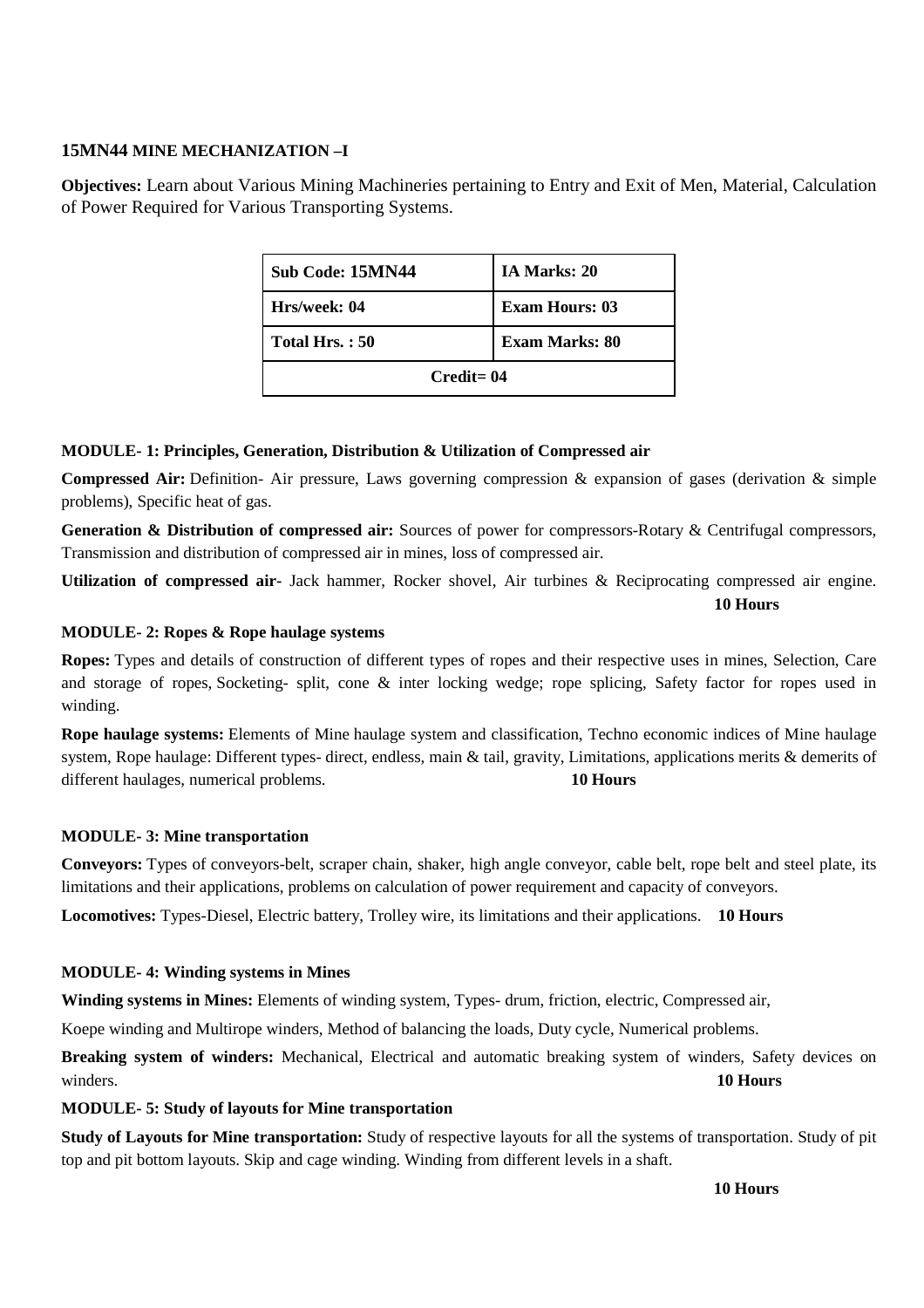**15MN44 MINE MECHANIZATION –I**

**Objectives:** Learn about Various Mining Machineries pertaining to Entry and Exit of Men, Material, Calculation of Power Required for Various Transporting Systems.

| Sub Code: 15MN44 | IA Marks: 20 |
|---|---|
| Hrs/week: 04 | Exam Hours: 03 |
| Total Hrs. : 50 | Exam Marks: 80 |
| Credit= 04 | |

**MODULE- 1: Principles, Generation, Distribution & Utilization of Compressed air**

**Compressed Air:** Definition- Air pressure, Laws governing compression & expansion of gases (derivation & simple problems), Specific heat of gas.

**Generation & Distribution of compressed air:** Sources of power for compressors-Rotary & Centrifugal compressors, Transmission and distribution of compressed air in mines, loss of compressed air.

**Utilization of compressed air-** Jack hammer, Rocker shovel, Air turbines & Reciprocating compressed air engine. **10 Hours**

**MODULE- 2: Ropes & Rope haulage systems**

**Ropes:** Types and details of construction of different types of ropes and their respective uses in mines, Selection, Care and storage of ropes, Socketing- split, cone & inter locking wedge; rope splicing, Safety factor for ropes used in winding.

**Rope haulage systems:** Elements of Mine haulage system and classification, Techno economic indices of Mine haulage system, Rope haulage: Different types- direct, endless, main & tail, gravity, Limitations, applications merits & demerits of different haulages, numerical problems. **10 Hours**

**MODULE- 3: Mine transportation**

**Conveyors:** Types of conveyors-belt, scraper chain, shaker, high angle conveyor, cable belt, rope belt and steel plate, its limitations and their applications, problems on calculation of power requirement and capacity of conveyors.

**Locomotives:** Types-Diesel, Electric battery, Trolley wire, its limitations and their applications. **10 Hours**

**MODULE- 4: Winding systems in Mines**

**Winding systems in Mines:** Elements of winding system, Types- drum, friction, electric, Compressed air,

Koepe winding and Multirope winders, Method of balancing the loads, Duty cycle, Numerical problems.

**Breaking system of winders:** Mechanical, Electrical and automatic breaking system of winders, Safety devices on winders. **10 Hours**

**MODULE- 5: Study of layouts for Mine transportation**

**Study of Layouts for Mine transportation:** Study of respective layouts for all the systems of transportation. Study of pit top and pit bottom layouts. Skip and cage winding. Winding from different levels in a shaft.

**10 Hours**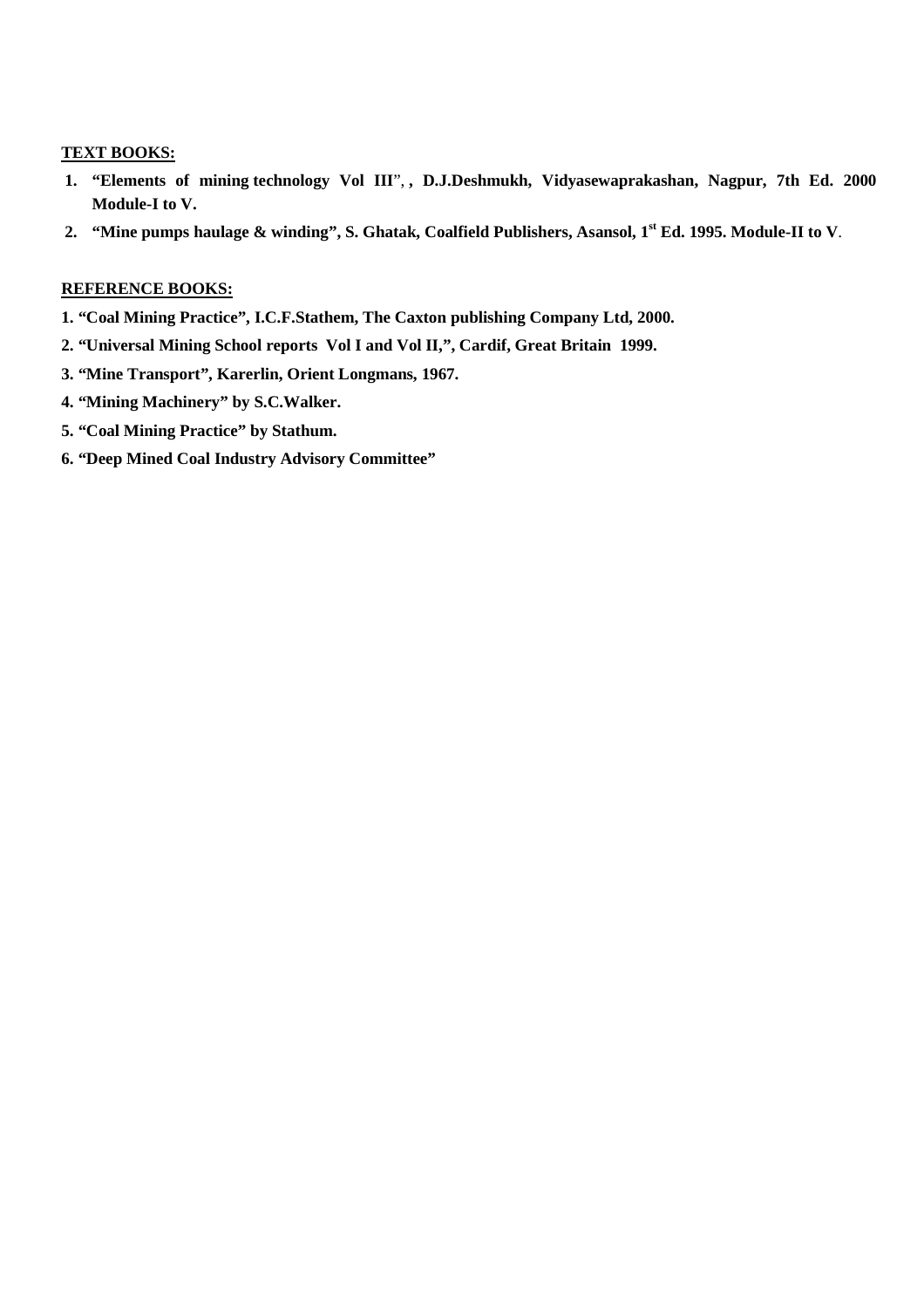**TEXT BOOKS:**

1. **"Elements of mining technology Vol III", , D.J.Deshmukh, Vidyasewaprakashan, Nagpur, 7th Ed. 2000 Module-I to V.**
2. **"Mine pumps haulage & winding", S. Ghatak, Coalfield Publishers, Asansol, 1st Ed. 1995. Module-II to V.**

**REFERENCE BOOKS:**

1. **"Coal Mining Practice", I.C.F.Stathem, The Caxton publishing Company Ltd, 2000.**
2. **"Universal Mining School reports Vol I and Vol II,", Cardif, Great Britain 1999.**
3. **"Mine Transport", Karerlin, Orient Longmans, 1967.**
4. **"Mining Machinery" by S.C.Walker.**
5. **"Coal Mining Practice" by Stathum.**
6. **"Deep Mined Coal Industry Advisory Committee"**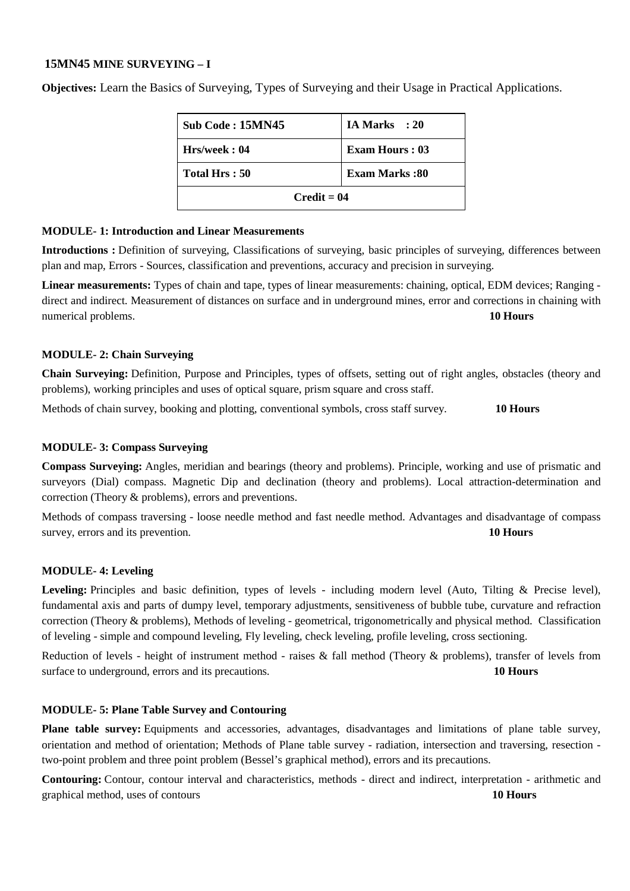## 15MN45 MINE SURVEYING – I

**Objectives:** Learn the Basics of Surveying, Types of Surveying and their Usage in Practical Applications.

| Sub Code : 15MN45 | IA Marks : 20 |
|---|---|
| Hrs/week : 04 | Exam Hours : 03 |
| Total Hrs : 50 | Exam Marks :80 |
| Credit = 04 | |

### MODULE- 1: Introduction and Linear Measurements

**Introductions :** Definition of surveying, Classifications of surveying, basic principles of surveying, differences between plan and map, Errors - Sources, classification and preventions, accuracy and precision in surveying.

**Linear measurements:** Types of chain and tape, types of linear measurements: chaining, optical, EDM devices; Ranging - direct and indirect. Measurement of distances on surface and in underground mines, error and corrections in chaining with numerical problems. **10 Hours**

### MODULE- 2: Chain Surveying

**Chain Surveying:** Definition, Purpose and Principles, types of offsets, setting out of right angles, obstacles (theory and problems), working principles and uses of optical square, prism square and cross staff.

Methods of chain survey, booking and plotting, conventional symbols, cross staff survey. **10 Hours**

### MODULE- 3: Compass Surveying

**Compass Surveying:** Angles, meridian and bearings (theory and problems). Principle, working and use of prismatic and surveyors (Dial) compass. Magnetic Dip and declination (theory and problems). Local attraction-determination and correction (Theory & problems), errors and preventions.

Methods of compass traversing - loose needle method and fast needle method. Advantages and disadvantage of compass survey, errors and its prevention. **10 Hours**

### MODULE- 4: Leveling

**Leveling:** Principles and basic definition, types of levels - including modern level (Auto, Tilting & Precise level), fundamental axis and parts of dumpy level, temporary adjustments, sensitiveness of bubble tube, curvature and refraction correction (Theory & problems), Methods of leveling - geometrical, trigonometrically and physical method. Classification of leveling - simple and compound leveling, Fly leveling, check leveling, profile leveling, cross sectioning.

Reduction of levels - height of instrument method - raises & fall method (Theory & problems), transfer of levels from surface to underground, errors and its precautions. **10 Hours**

### MODULE- 5: Plane Table Survey and Contouring

**Plane table survey:** Equipments and accessories, advantages, disadvantages and limitations of plane table survey, orientation and method of orientation; Methods of Plane table survey - radiation, intersection and traversing, resection - two-point problem and three point problem (Bessel's graphical method), errors and its precautions.

**Contouring:** Contour, contour interval and characteristics, methods - direct and indirect, interpretation - arithmetic and graphical method, uses of contours **10 Hours**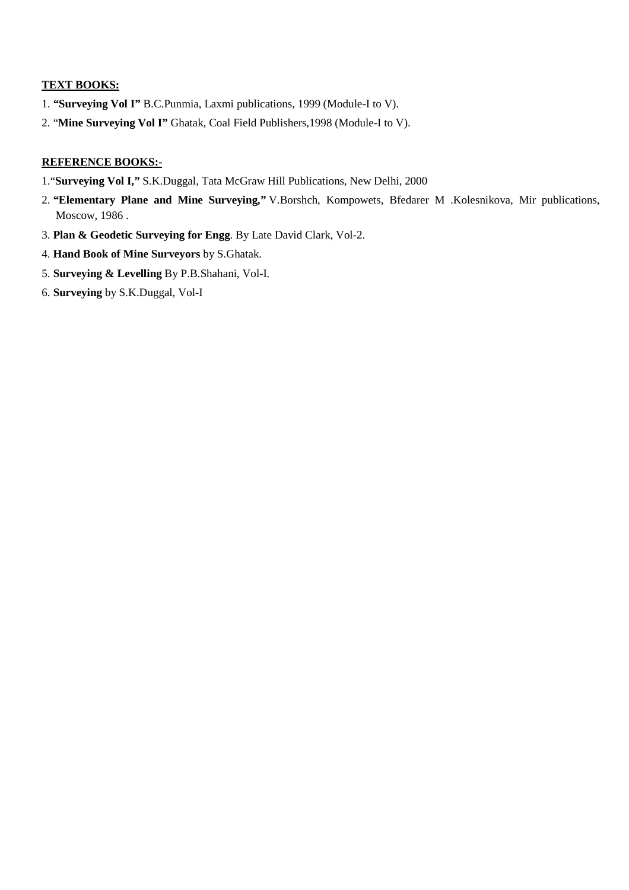**<u>TEXT BOOKS:</u>**

1. **"Surveying Vol I"** B.C.Punmia, Laxmi publications, 1999 (Module-I to V).
2. "**Mine Surveying Vol I"** Ghatak, Coal Field Publishers,1998 (Module-I to V).

**<u>REFERENCE BOOKS:-</u>**

1. "**Surveying Vol I,"** S.K.Duggal, Tata McGraw Hill Publications, New Delhi, 2000
2. **"Elementary Plane and Mine Surveying,"** V.Borshch, Kompowets, Bfedarer M .Kolesnikova, Mir publications, Moscow, 1986 .
3. **Plan & Geodetic Surveying for Engg**. By Late David Clark, Vol-2.
4. **Hand Book of Mine Surveyors** by S.Ghatak.
5. **Surveying & Levelling** By P.B.Shahani, Vol-I.
6. **Surveying** by S.K.Duggal, Vol-I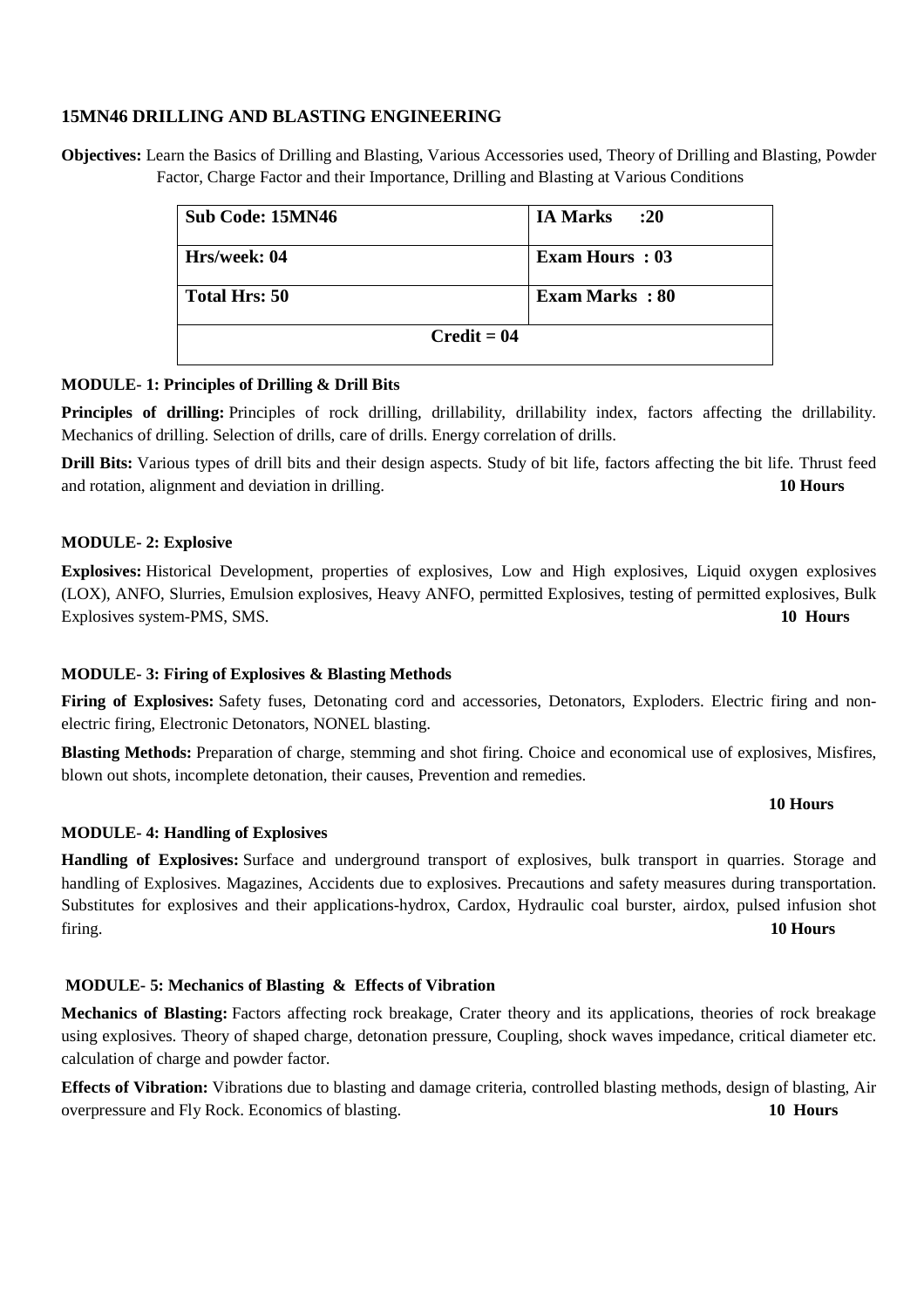## 15MN46 DRILLING AND BLASTING ENGINEERING

**Objectives:** Learn the Basics of Drilling and Blasting, Various Accessories used, Theory of Drilling and Blasting, Powder Factor, Charge Factor and their Importance, Drilling and Blasting at Various Conditions

| Sub Code: 15MN46 | IA Marks :20 |
|---|---|
| Hrs/week: 04 | Exam Hours : 03 |
| Total Hrs: 50 | Exam Marks : 80 |
| Credit = 04 | |

### MODULE- 1: Principles of Drilling & Drill Bits

**Principles of drilling:** Principles of rock drilling, drillability, drillability index, factors affecting the drillability. Mechanics of drilling. Selection of drills, care of drills. Energy correlation of drills.

**Drill Bits:** Various types of drill bits and their design aspects. Study of bit life, factors affecting the bit life. Thrust feed and rotation, alignment and deviation in drilling. **10 Hours**

### MODULE- 2: Explosive

**Explosives:** Historical Development, properties of explosives, Low and High explosives, Liquid oxygen explosives (LOX), ANFO, Slurries, Emulsion explosives, Heavy ANFO, permitted Explosives, testing of permitted explosives, Bulk Explosives system-PMS, SMS. **10 Hours**

### MODULE- 3: Firing of Explosives & Blasting Methods

**Firing of Explosives:** Safety fuses, Detonating cord and accessories, Detonators, Exploders. Electric firing and non-electric firing, Electronic Detonators, NONEL blasting.

**Blasting Methods:** Preparation of charge, stemming and shot firing. Choice and economical use of explosives, Misfires, blown out shots, incomplete detonation, their causes, Prevention and remedies.

**10 Hours**

### MODULE- 4: Handling of Explosives

**Handling of Explosives:** Surface and underground transport of explosives, bulk transport in quarries. Storage and handling of Explosives. Magazines, Accidents due to explosives. Precautions and safety measures during transportation. Substitutes for explosives and their applications-hydrox, Cardox, Hydraulic coal burster, airdox, pulsed infusion shot firing. **10 Hours**

### MODULE- 5: Mechanics of Blasting & Effects of Vibration

**Mechanics of Blasting:** Factors affecting rock breakage, Crater theory and its applications, theories of rock breakage using explosives. Theory of shaped charge, detonation pressure, Coupling, shock waves impedance, critical diameter etc. calculation of charge and powder factor.

**Effects of Vibration:** Vibrations due to blasting and damage criteria, controlled blasting methods, design of blasting, Air overpressure and Fly Rock. Economics of blasting. **10 Hours**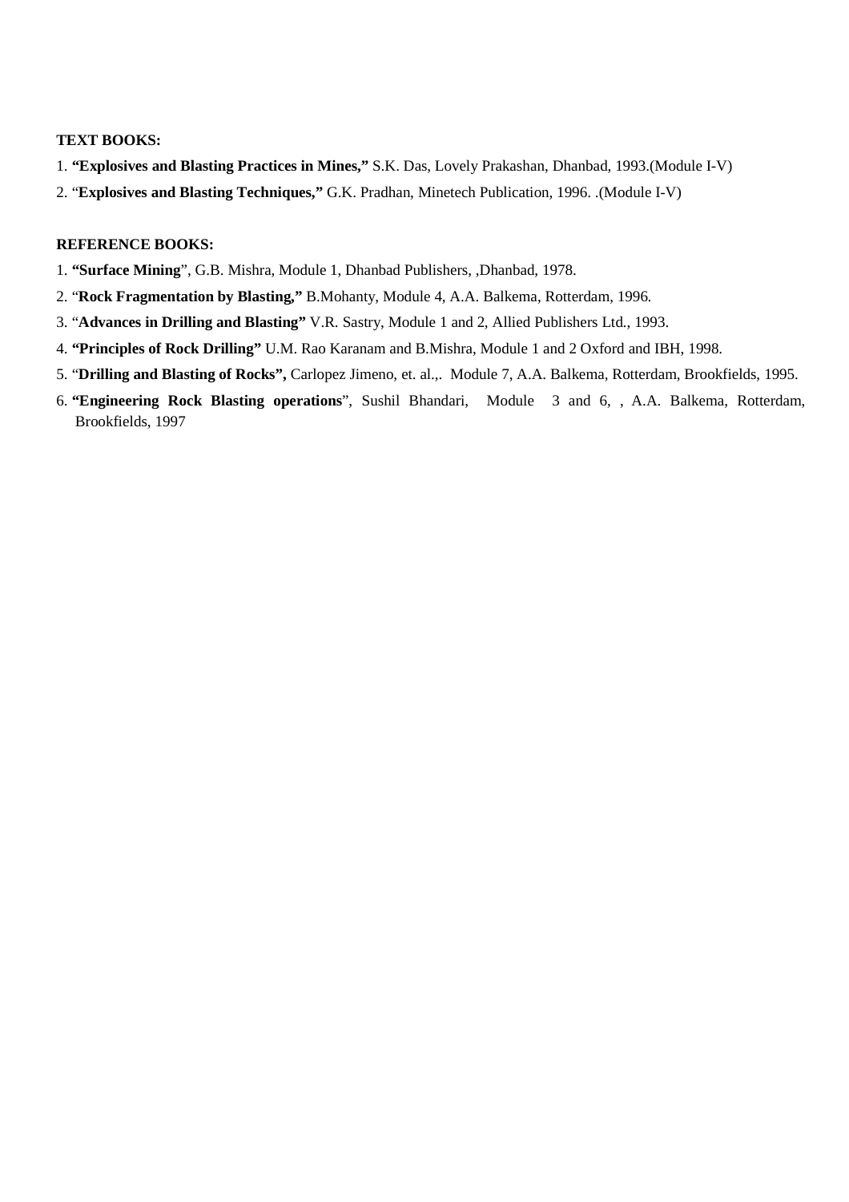**TEXT BOOKS:**

1. **"Explosives and Blasting Practices in Mines,"** S.K. Das, Lovely Prakashan, Dhanbad, 1993.(Module I-V)
2. "**Explosives and Blasting Techniques,"** G.K. Pradhan, Minetech Publication, 1996. .(Module I-V)

**REFERENCE BOOKS:**

1. **"Surface Mining**", G.B. Mishra, Module 1, Dhanbad Publishers, ,Dhanbad, 1978.
2. "**Rock Fragmentation by Blasting,"** B.Mohanty, Module 4, A.A. Balkema, Rotterdam, 1996.
3. "**Advances in Drilling and Blasting"** V.R. Sastry, Module 1 and 2, Allied Publishers Ltd., 1993.
4. **"Principles of Rock Drilling"** U.M. Rao Karanam and B.Mishra, Module 1 and 2 Oxford and IBH, 1998.
5. "**Drilling and Blasting of Rocks",** Carlopez Jimeno, et. al.,. Module 7, A.A. Balkema, Rotterdam, Brookfields, 1995.
6. **"Engineering Rock Blasting operations**", Sushil Bhandari, Module 3 and 6, , A.A. Balkema, Rotterdam, Brookfields, 1997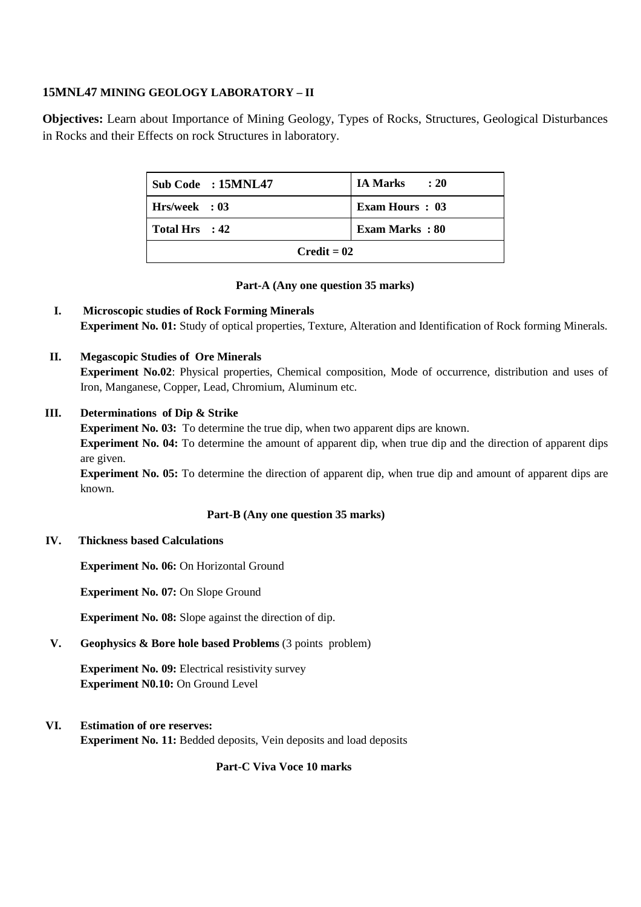**15MNL47 MINING GEOLOGY LABORATORY – II**

**Objectives:** Learn about Importance of Mining Geology, Types of Rocks, Structures, Geological Disturbances in Rocks and their Effects on rock Structures in laboratory.

| Sub Code : 15MNL47 | IA Marks : 20 |
|---|---|
| Hrs/week : 03 | Exam Hours : 03 |
| Total Hrs : 42 | Exam Marks : 80 |
| Credit = 02 | |

**Part-A (Any one question 35 marks)**

**I. Microscopic studies of Rock Forming Minerals**

**Experiment No. 01:** Study of optical properties, Texture, Alteration and Identification of Rock forming Minerals.

**II. Megascopic Studies of Ore Minerals**

**Experiment No.02**: Physical properties, Chemical composition, Mode of occurrence, distribution and uses of Iron, Manganese, Copper, Lead, Chromium, Aluminum etc.

**III. Determinations of Dip & Strike**

**Experiment No. 03:** To determine the true dip, when two apparent dips are known.

**Experiment No. 04:** To determine the amount of apparent dip, when true dip and the direction of apparent dips are given.

**Experiment No. 05:** To determine the direction of apparent dip, when true dip and amount of apparent dips are known.

**Part-B (Any one question 35 marks)**

**IV. Thickness based Calculations**

**Experiment No. 06:** On Horizontal Ground

**Experiment No. 07:** On Slope Ground

**Experiment No. 08:** Slope against the direction of dip.

**V. Geophysics & Bore hole based Problems** (3 points problem)

**Experiment No. 09:** Electrical resistivity survey

**Experiment N0.10:** On Ground Level

**VI. Estimation of ore reserves:**

**Experiment No. 11:** Bedded deposits, Vein deposits and load deposits

**Part-C Viva Voce 10 marks**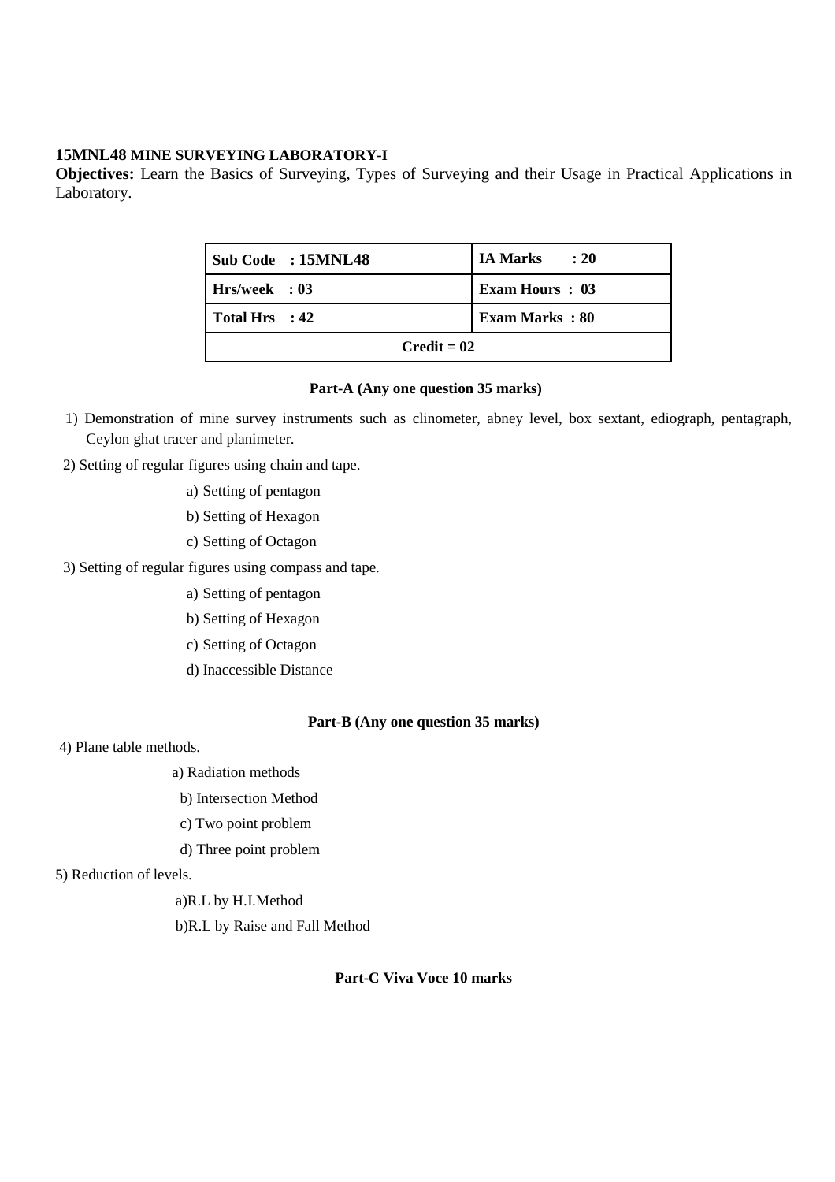**15MNL48 MINE SURVEYING LABORATORY-I**

**Objectives:** Learn the Basics of Surveying, Types of Surveying and their Usage in Practical Applications in Laboratory.

| | |
|---|---|
| **Sub Code : 15MNL48** | **IA Marks : 20** |
| **Hrs/week : 03** | **Exam Hours : 03** |
| **Total Hrs : 42** | **Exam Marks : 80** |
| **Credit = 02** | |

**Part-A (Any one question 35 marks)**

1) Demonstration of mine survey instruments such as clinometer, abney level, box sextant, ediograph, pentagraph, Ceylon ghat tracer and planimeter.

2) Setting of regular figures using chain and tape.
   - a) Setting of pentagon
   - b) Setting of Hexagon
   - c) Setting of Octagon

3) Setting of regular figures using compass and tape.
   - a) Setting of pentagon
   - b) Setting of Hexagon
   - c) Setting of Octagon
   - d) Inaccessible Distance

**Part-B (Any one question 35 marks)**

4) Plane table methods.
   - a) Radiation methods
   - b) Intersection Method
   - c) Two point problem
   - d) Three point problem

5) Reduction of levels.
   - a)R.L by H.I.Method
   - b)R.L by Raise and Fall Method

**Part-C Viva Voce 10 marks**